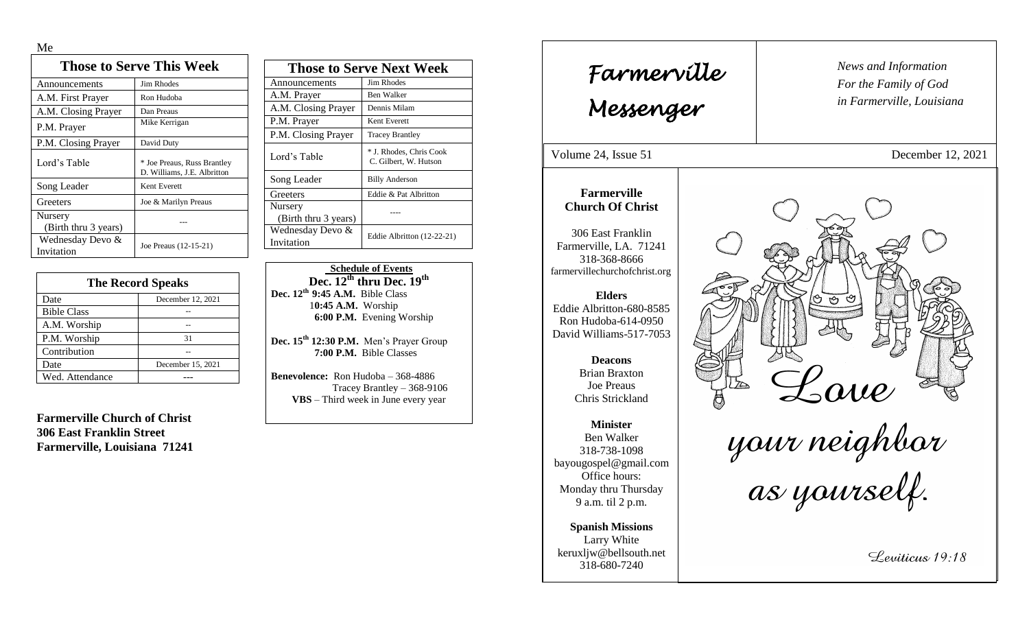Me

## Those to Serve This Week

| Those to Serve This Week | |
|---|---|
| Announcements | Jim Rhodes |
| A.M. First Prayer | Ron Hudoba |
| A.M. Closing Prayer | Dan Preaus |
| P.M. Prayer | Mike Kerrigan |
| P.M. Closing Prayer | David Duty |
| Lord's Table | * Joe Preaus, Russ Brantley D. Williams, J.E. Albritton |
| Song Leader | Kent Everett |
| Greeters | Joe & Marilyn Preaus |
| Nursery (Birth thru 3 years) | --- |
| Wednesday Devo & Invitation | Joe Preaus (12-15-21) |

## The Record Speaks

| The Record Speaks | |
|---|---|
| Date | December 12, 2021 |
| Bible Class | -- |
| A.M. Worship | -- |
| P.M. Worship | 31 |
| Contribution | -- |
| Date | December 15, 2021 |
| Wed. Attendance | --- |

**Farmerville Church of Christ**
**306 East Franklin Street**
**Farmerville, Louisiana 71241**

## Those to Serve Next Week

| Those to Serve Next Week | |
|---|---|
| Announcements | Jim Rhodes |
| A.M. Prayer | Ben Walker |
| A.M. Closing Prayer | Dennis Milam |
| P.M. Prayer | Kent Everett |
| P.M. Closing Prayer | Tracey Brantley |
| Lord's Table | * J. Rhodes, Chris Cook C. Gilbert, W. Hutson |
| Song Leader | Billy Anderson |
| Greeters | Eddie & Pat Albritton |
| Nursery (Birth thru 3 years) | ---- |
| Wednesday Devo & Invitation | Eddie Albritton (12-22-21) |

## Schedule of Events

**Dec. 12th thru Dec. 19th**

**Dec. 12th 9:45 A.M.** Bible Class
**10:45 A.M.** Worship
**6:00 P.M.** Evening Worship

**Dec. 15th 12:30 P.M.** Men's Prayer Group
**7:00 P.M.** Bible Classes

**Benevolence:** Ron Hudoba – 368-4886
Tracey Brantley – 368-9106
**VBS** – Third week in June every year

# Farmerville Messenger

*News and Information For the Family of God in Farmerville, Louisiana*

Volume 24, Issue 51 — December 12, 2021

**Farmerville Church Of Christ**

306 East Franklin
Farmerville, LA. 71241
318-368-8666
farmervillechurchofchrist.org

**Elders**
Eddie Albritton-680-8585
Ron Hudoba-614-0950
David Williams-517-7053

**Deacons**
Brian Braxton
Joe Preaus
Chris Strickland

**Minister**
Ben Walker
318-738-1098
bayougospel@gmail.com
Office hours:
Monday thru Thursday
9 a.m. til 2 p.m.

**Spanish Missions**
Larry White
keruxljw@bellsouth.net
318-680-7240

*Love your neighbor as yourself.*

*Leviticus 19:18*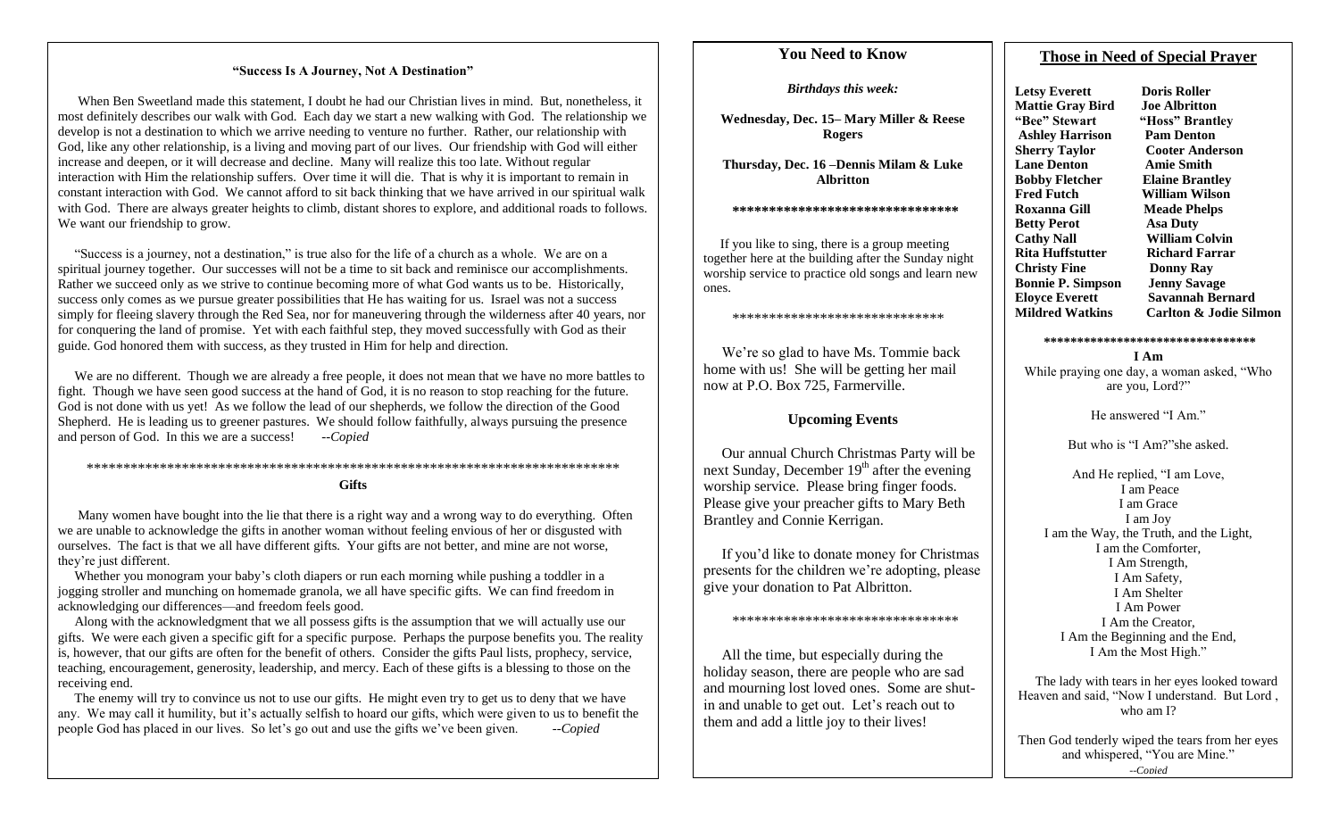### "Success Is A Journey, Not A Destination"

When Ben Sweetland made this statement, I doubt he had our Christian lives in mind. But, nonetheless, it most definitely describes our walk with God. Each day we start a new walking with God. The relationship we develop is not a destination to which we arrive needing to venture no further. Rather, our relationship with God, like any other relationship, is a living and moving part of our lives. Our friendship with God will either increase and deepen, or it will decrease and decline. Many will realize this too late. Without regular interaction with Him the relationship suffers. Over time it will die. That is why it is important to remain in constant interaction with God. We cannot afford to sit back thinking that we have arrived in our spiritual walk with God. There are always greater heights to climb, distant shores to explore, and additional roads to follows. We want our friendship to grow.

"Success is a journey, not a destination," is true also for the life of a church as a whole. We are on a spiritual journey together. Our successes will not be a time to sit back and reminisce our accomplishments. Rather we succeed only as we strive to continue becoming more of what God wants us to be. Historically, success only comes as we pursue greater possibilities that He has waiting for us. Israel was not a success simply for fleeing slavery through the Red Sea, nor for maneuvering through the wilderness after 40 years, nor for conquering the land of promise. Yet with each faithful step, they moved successfully with God as their guide. God honored them with success, as they trusted in Him for help and direction.

We are no different. Though we are already a free people, it does not mean that we have no more battles to fight. Though we have seen good success at the hand of God, it is no reason to stop reaching for the future. God is not done with us yet! As we follow the lead of our shepherds, we follow the direction of the Good Shepherd. He is leading us to greener pastures. We should follow faithfully, always pursuing the presence and person of God. In this we are a success! *--Copied*

\*\*\*\*\*\*\*\*\*\*\*\*\*\*\*\*\*\*\*\*\*\*\*\*\*\*\*\*\*\*\*\*\*\*\*\*\*\*\*\*\*\*\*\*\*\*\*\*\*\*\*\*\*\*\*\*\*\*\*\*\*\*\*\*\*\*\*\*\*\*\*\*\*\*\*\*\*\*

### Gifts

Many women have bought into the lie that there is a right way and a wrong way to do everything. Often we are unable to acknowledge the gifts in another woman without feeling envious of her or disgusted with ourselves. The fact is that we all have different gifts. Your gifts are not better, and mine are not worse, they're just different.

Whether you monogram your baby's cloth diapers or run each morning while pushing a toddler in a jogging stroller and munching on homemade granola, we all have specific gifts. We can find freedom in acknowledging our differences—and freedom feels good.

Along with the acknowledgment that we all possess gifts is the assumption that we will actually use our gifts. We were each given a specific gift for a specific purpose. Perhaps the purpose benefits you. The reality is, however, that our gifts are often for the benefit of others. Consider the gifts Paul lists, prophecy, service, teaching, encouragement, generosity, leadership, and mercy. Each of these gifts is a blessing to those on the receiving end.

The enemy will try to convince us not to use our gifts. He might even try to get us to deny that we have any. We may call it humility, but it's actually selfish to hoard our gifts, which were given to us to benefit the people God has placed in our lives. So let's go out and use the gifts we've been given. *--Copied*

## You Need to Know

***Birthdays this week:***

**Wednesday, Dec. 15– Mary Miller & Reese Rogers**

**Thursday, Dec. 16 –Dennis Milam & Luke Albritton**

\*\*\*\*\*\*\*\*\*\*\*\*\*\*\*\*\*\*\*\*\*\*\*\*\*\*\*\*\*\*\*\*

If you like to sing, there is a group meeting together here at the building after the Sunday night worship service to practice old songs and learn new ones.

\*\*\*\*\*\*\*\*\*\*\*\*\*\*\*\*\*\*\*\*\*\*\*\*\*\*\*\*\*\*

We're so glad to have Ms. Tommie back home with us! She will be getting her mail now at P.O. Box 725, Farmerville.

### Upcoming Events

Our annual Church Christmas Party will be next Sunday, December 19th after the evening worship service. Please bring finger foods. Please give your preacher gifts to Mary Beth Brantley and Connie Kerrigan.

If you'd like to donate money for Christmas presents for the children we're adopting, please give your donation to Pat Albritton.

\*\*\*\*\*\*\*\*\*\*\*\*\*\*\*\*\*\*\*\*\*\*\*\*\*\*\*\*\*\*\*\*

All the time, but especially during the holiday season, there are people who are sad and mourning lost loved ones. Some are shut-in and unable to get out. Let's reach out to them and add a little joy to their lives!

## Those in Need of Special Prayer

| | |
|---|---|
| **Letsy Everett** | **Doris Roller** |
| **Mattie Gray Bird** | **Joe Albritton** |
| **"Bee" Stewart** | **"Hoss" Brantley** |
| **Ashley Harrison** | **Pam Denton** |
| **Sherry Taylor** | **Cooter Anderson** |
| **Lane Denton** | **Amie Smith** |
| **Bobby Fletcher** | **Elaine Brantley** |
| **Fred Futch** | **William Wilson** |
| **Roxanna Gill** | **Meade Phelps** |
| **Betty Perot** | **Asa Duty** |
| **Cathy Nall** | **William Colvin** |
| **Rita Huffstutter** | **Richard Farrar** |
| **Christy Fine** | **Donny Ray** |
| **Bonnie P. Simpson** | **Jenny Savage** |
| **Eloyce Everett** | **Savannah Bernard** |
| **Mildred Watkins** | **Carlton & Jodie Silmon** |

\*\*\*\*\*\*\*\*\*\*\*\*\*\*\*\*\*\*\*\*\*\*\*\*\*\*\*\*\*\*\*\*

### I Am

While praying one day, a woman asked, "Who are you, Lord?"

He answered "I Am."

But who is "I Am?"she asked.

And He replied, "I am Love,
I am Peace
I am Grace
I am Joy
I am the Way, the Truth, and the Light,
I am the Comforter,
I Am Strength,
I Am Safety,
I Am Shelter
I Am Power
I Am the Creator,
I Am the Beginning and the End,
I Am the Most High."

The lady with tears in her eyes looked toward Heaven and said, "Now I understand. But Lord , who am I?

Then God tenderly wiped the tears from her eyes and whispered, "You are Mine."

*--Copied*